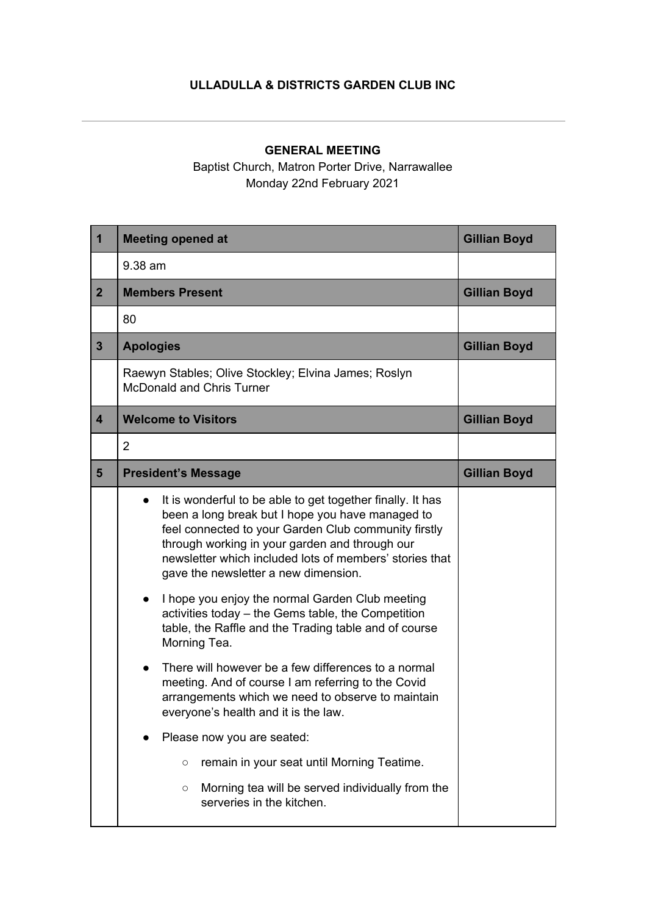**ULLADULLA & DISTRICTS GARDEN CLUB INC**

---

**GENERAL MEETING**

Baptist Church, Matron Porter Drive, Narrawallee

Monday 22nd February 2021

| 1 | **Meeting opened at** | **Gillian Boyd** |
|---|---|---|
| | 9.38 am | |
| **2** | **Members Present** | **Gillian Boyd** |
| | 80 | |
| **3** | **Apologies** | **Gillian Boyd** |
| | Raewyn Stables; Olive Stockley; Elvina James; Roslyn McDonald and Chris Turner | |
| **4** | **Welcome to Visitors** | **Gillian Boyd** |
| | 2 | |
| **5** | **President's Message** | **Gillian Boyd** |
| | • It is wonderful to be able to get together finally. It has been a long break but I hope you have managed to feel connected to your Garden Club community firstly through working in your garden and through our newsletter which included lots of members' stories that gave the newsletter a new dimension.<br><br>• I hope you enjoy the normal Garden Club meeting activities today – the Gems table, the Competition table, the Raffle and the Trading table and of course Morning Tea.<br><br>• There will however be a few differences to a normal meeting. And of course I am referring to the Covid arrangements which we need to observe to maintain everyone's health and it is the law.<br><br>• Please now you are seated:<br>&nbsp;&nbsp;&nbsp;&nbsp;○ remain in your seat until Morning Teatime.<br>&nbsp;&nbsp;&nbsp;&nbsp;○ Morning tea will be served individually from the serveries in the kitchen. | |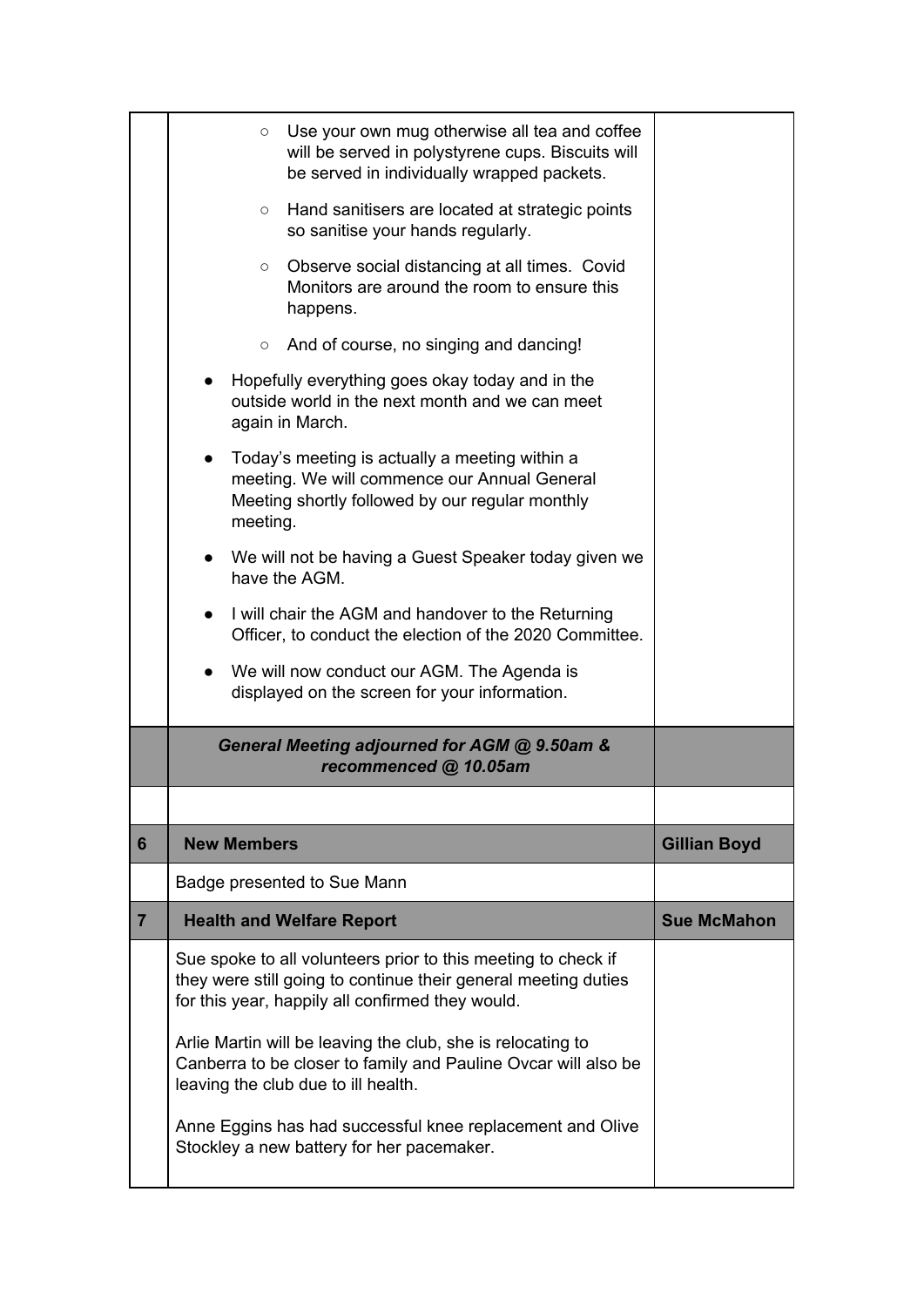| | | |
|---|---|---|
| | ○ Use your own mug otherwise all tea and coffee will be served in polystyrene cups. Biscuits will be served in individually wrapped packets.<br><br>○ Hand sanitisers are located at strategic points so sanitise your hands regularly.<br><br>○ Observe social distancing at all times. Covid Monitors are around the room to ensure this happens.<br><br>○ And of course, no singing and dancing!<br><br>● Hopefully everything goes okay today and in the outside world in the next month and we can meet again in March.<br><br>● Today's meeting is actually a meeting within a meeting. We will commence our Annual General Meeting shortly followed by our regular monthly meeting.<br><br>● We will not be having a Guest Speaker today given we have the AGM.<br><br>● I will chair the AGM and handover to the Returning Officer, to conduct the election of the 2020 Committee.<br><br>● We will now conduct our AGM. The Agenda is displayed on the screen for your information. | |
| | ***General Meeting adjourned for AGM @ 9.50am & recommenced @ 10.05am*** | |
| | | |
| **6** | **New Members** | **Gillian Boyd** |
| | Badge presented to Sue Mann | |
| **7** | **Health and Welfare Report** | **Sue McMahon** |
| | Sue spoke to all volunteers prior to this meeting to check if they were still going to continue their general meeting duties for this year, happily all confirmed they would.<br><br>Arlie Martin will be leaving the club, she is relocating to Canberra to be closer to family and Pauline Ovcar will also be leaving the club due to ill health.<br><br>Anne Eggins has had successful knee replacement and Olive Stockley a new battery for her pacemaker. | |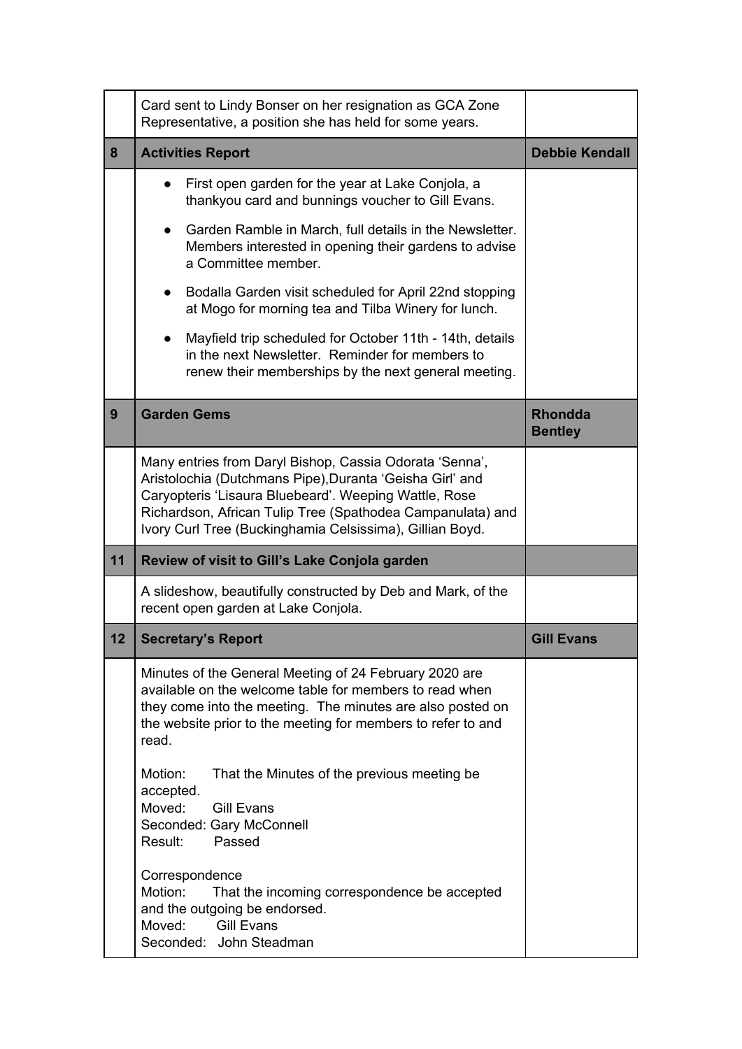|  |  |  |
|---|---|---|
|  | Card sent to Lindy Bonser on her resignation as GCA Zone Representative, a position she has held for some years. |  |
| **8** | **Activities Report** | **Debbie Kendall** |
|  | • First open garden for the year at Lake Conjola, a thankyou card and bunnings voucher to Gill Evans.<br>• Garden Ramble in March, full details in the Newsletter. Members interested in opening their gardens to advise a Committee member.<br>• Bodalla Garden visit scheduled for April 22nd stopping at Mogo for morning tea and Tilba Winery for lunch.<br>• Mayfield trip scheduled for October 11th - 14th, details in the next Newsletter. Reminder for members to renew their memberships by the next general meeting. |  |
| **9** | **Garden Gems** | **Rhondda Bentley** |
|  | Many entries from Daryl Bishop, Cassia Odorata 'Senna', Aristolochia (Dutchmans Pipe),Duranta 'Geisha Girl' and Caryopteris 'Lisaura Bluebeard'. Weeping Wattle, Rose Richardson, African Tulip Tree (Spathodea Campanulata) and Ivory Curl Tree (Buckinghamia Celsissima), Gillian Boyd. |  |
| **11** | **Review of visit to Gill's Lake Conjola garden** |  |
|  | A slideshow, beautifully constructed by Deb and Mark, of the recent open garden at Lake Conjola. |  |
| **12** | **Secretary's Report** | **Gill Evans** |
|  | Minutes of the General Meeting of 24 February 2020 are available on the welcome table for members to read when they come into the meeting. The minutes are also posted on the website prior to the meeting for members to refer to and read.<br><br>Motion: That the Minutes of the previous meeting be accepted.<br>Moved: Gill Evans<br>Seconded: Gary McConnell<br>Result: Passed<br><br>Correspondence<br>Motion: That the incoming correspondence be accepted and the outgoing be endorsed.<br>Moved: Gill Evans<br>Seconded: John Steadman |  |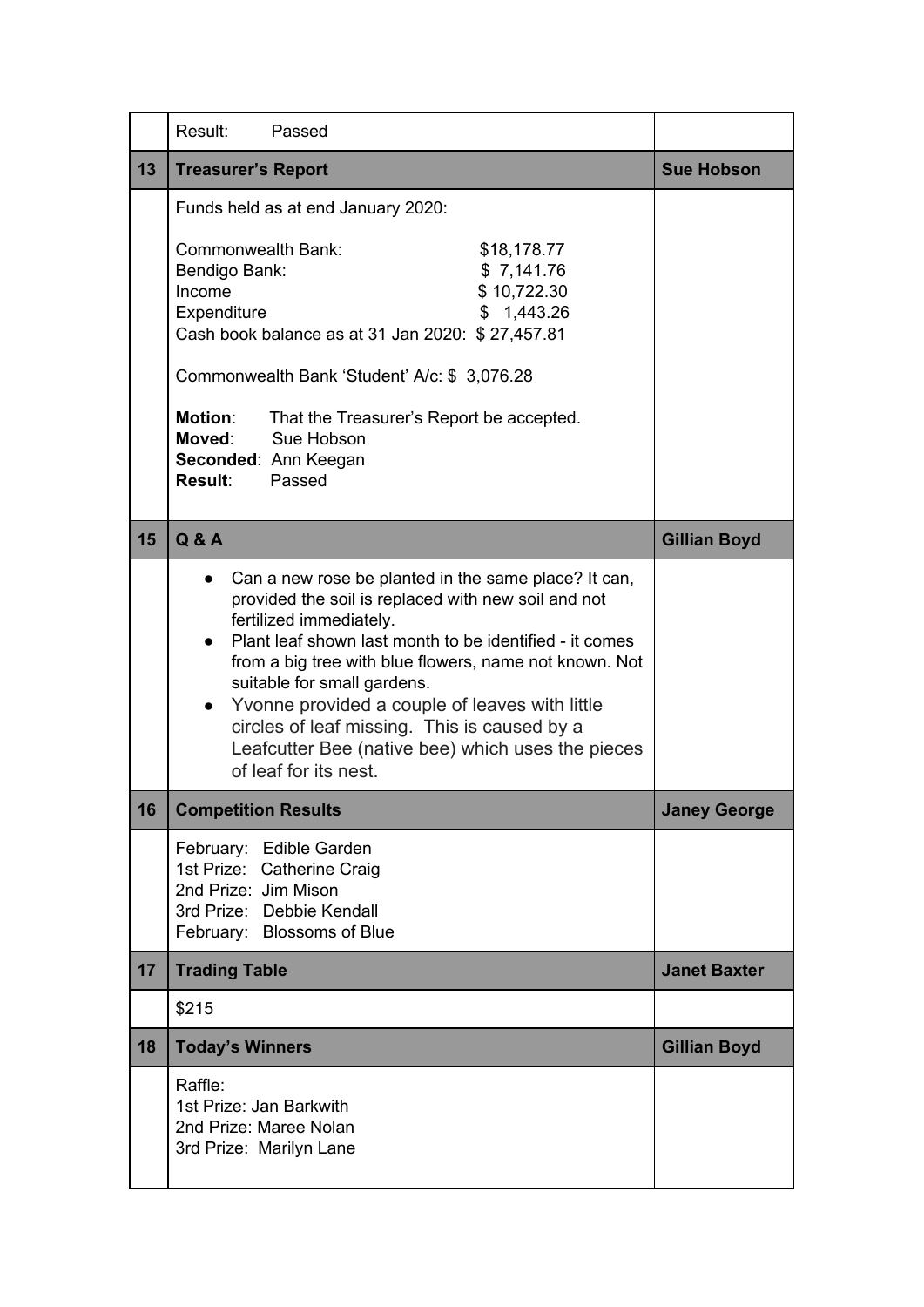|  | Result: Passed |  |
|---|---|---|
| **13** | **Treasurer's Report** | **Sue Hobson** |
|  | Funds held as at end January 2020:<br><br>Commonwealth Bank: $18,178.77<br>Bendigo Bank: $ 7,141.76<br>Income $ 10,722.30<br>Expenditure $ 1,443.26<br>Cash book balance as at 31 Jan 2020: $ 27,457.81<br><br>Commonwealth Bank 'Student' A/c: $ 3,076.28<br><br>**Motion**: That the Treasurer's Report be accepted.<br>**Moved**: Sue Hobson<br>**Seconded**: Ann Keegan<br>**Result**: Passed |  |
| **15** | **Q & A** | **Gillian Boyd** |
|  | • Can a new rose be planted in the same place? It can, provided the soil is replaced with new soil and not fertilized immediately.<br>• Plant leaf shown last month to be identified - it comes from a big tree with blue flowers, name not known. Not suitable for small gardens.<br>• Yvonne provided a couple of leaves with little circles of leaf missing. This is caused by a Leafcutter Bee (native bee) which uses the pieces of leaf for its nest. |  |
| **16** | **Competition Results** | **Janey George** |
|  | February: Edible Garden<br>1st Prize: Catherine Craig<br>2nd Prize: Jim Mison<br>3rd Prize: Debbie Kendall<br>February: Blossoms of Blue |  |
| **17** | **Trading Table** | **Janet Baxter** |
|  | $215 |  |
| **18** | **Today's Winners** | **Gillian Boyd** |
|  | Raffle:<br>1st Prize: Jan Barkwith<br>2nd Prize: Maree Nolan<br>3rd Prize: Marilyn Lane |  |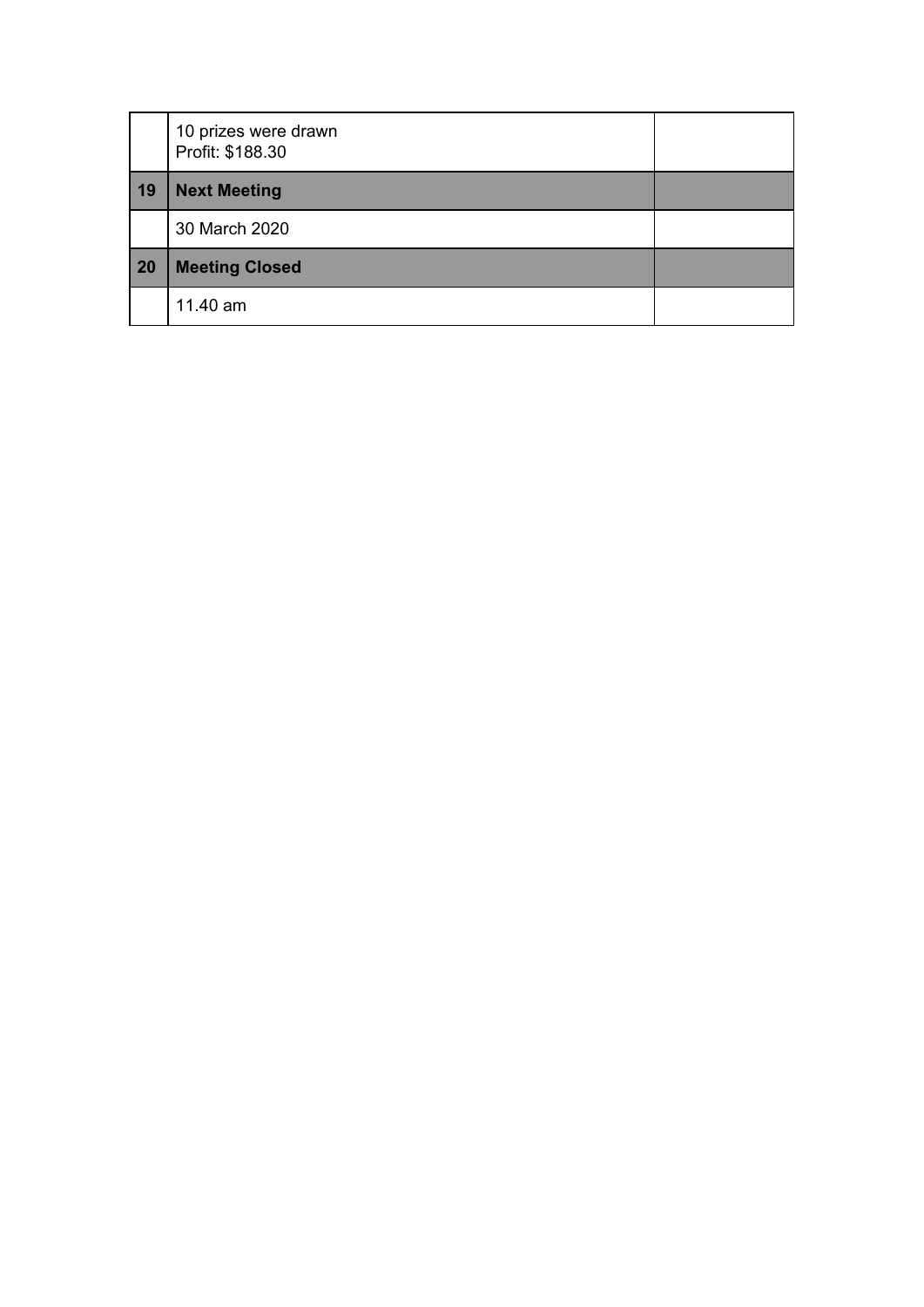| | | |
|---|---|---|
| | 10 prizes were drawn<br>Profit: $188.30 | |
| **19** | **Next Meeting** | |
| | 30 March 2020 | |
| **20** | **Meeting Closed** | |
| | 11.40 am | |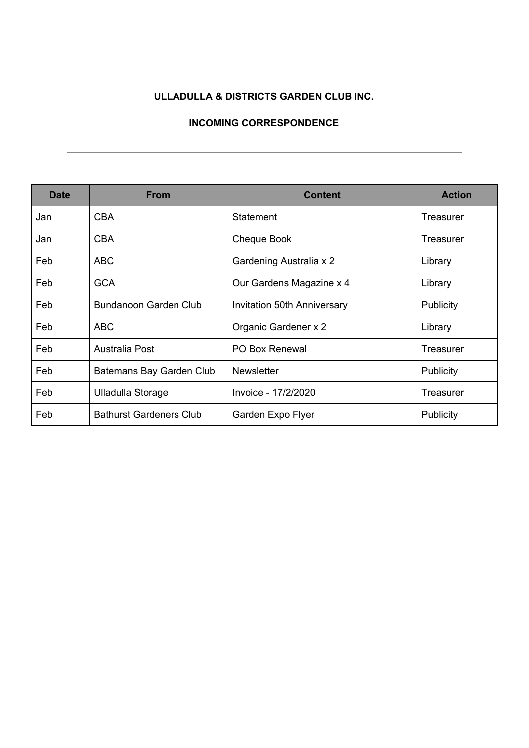**ULLADULLA & DISTRICTS GARDEN CLUB INC.**

**INCOMING CORRESPONDENCE**

---

| Date | From | Content | Action |
|---|---|---|---|
| Jan | CBA | Statement | Treasurer |
| Jan | CBA | Cheque Book | Treasurer |
| Feb | ABC | Gardening Australia x 2 | Library |
| Feb | GCA | Our Gardens Magazine x 4 | Library |
| Feb | Bundanoon Garden Club | Invitation 50th Anniversary | Publicity |
| Feb | ABC | Organic Gardener x 2 | Library |
| Feb | Australia Post | PO Box Renewal | Treasurer |
| Feb | Batemans Bay Garden Club | Newsletter | Publicity |
| Feb | Ulladulla Storage | Invoice - 17/2/2020 | Treasurer |
| Feb | Bathurst Gardeners Club | Garden Expo Flyer | Publicity |